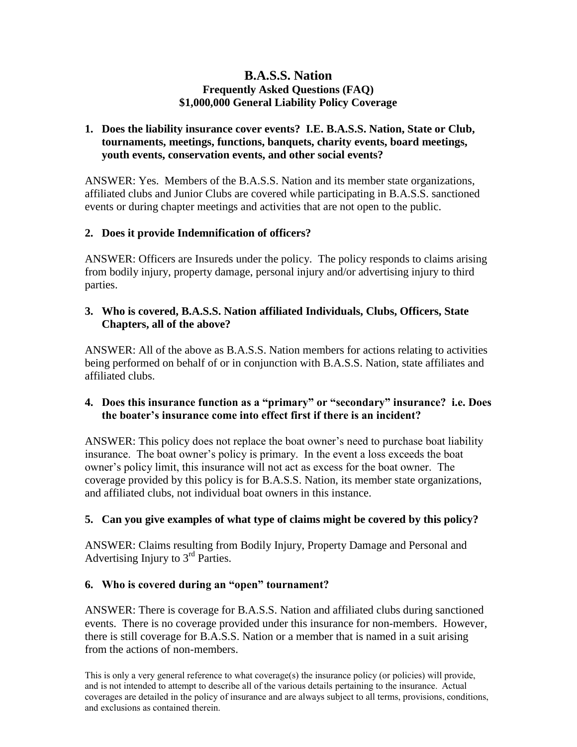# B.A.S.S. Nation

## Frequently Asked Questions (FAQ)

## $1,000,000 General Liability Policy Coverage

1. **Does the liability insurance cover events? I.E. B.A.S.S. Nation, State or Club, tournaments, meetings, functions, banquets, charity events, board meetings, youth events, conservation events, and other social events?**

ANSWER: Yes. Members of the B.A.S.S. Nation and its member state organizations, affiliated clubs and Junior Clubs are covered while participating in B.A.S.S. sanctioned events or during chapter meetings and activities that are not open to the public.

2. **Does it provide Indemnification of officers?**

ANSWER: Officers are Insureds under the policy. The policy responds to claims arising from bodily injury, property damage, personal injury and/or advertising injury to third parties.

3. **Who is covered, B.A.S.S. Nation affiliated Individuals, Clubs, Officers, State Chapters, all of the above?**

ANSWER: All of the above as B.A.S.S. Nation members for actions relating to activities being performed on behalf of or in conjunction with B.A.S.S. Nation, state affiliates and affiliated clubs.

4. **Does this insurance function as a "primary" or "secondary" insurance? i.e. Does the boater's insurance come into effect first if there is an incident?**

ANSWER: This policy does not replace the boat owner's need to purchase boat liability insurance. The boat owner's policy is primary. In the event a loss exceeds the boat owner's policy limit, this insurance will not act as excess for the boat owner. The coverage provided by this policy is for B.A.S.S. Nation, its member state organizations, and affiliated clubs, not individual boat owners in this instance.

5. **Can you give examples of what type of claims might be covered by this policy?**

ANSWER: Claims resulting from Bodily Injury, Property Damage and Personal and Advertising Injury to 3rd Parties.

6. **Who is covered during an "open" tournament?**

ANSWER: There is coverage for B.A.S.S. Nation and affiliated clubs during sanctioned events. There is no coverage provided under this insurance for non-members. However, there is still coverage for B.A.S.S. Nation or a member that is named in a suit arising from the actions of non-members.

This is only a very general reference to what coverage(s) the insurance policy (or policies) will provide, and is not intended to attempt to describe all of the various details pertaining to the insurance. Actual coverages are detailed in the policy of insurance and are always subject to all terms, provisions, conditions, and exclusions as contained therein.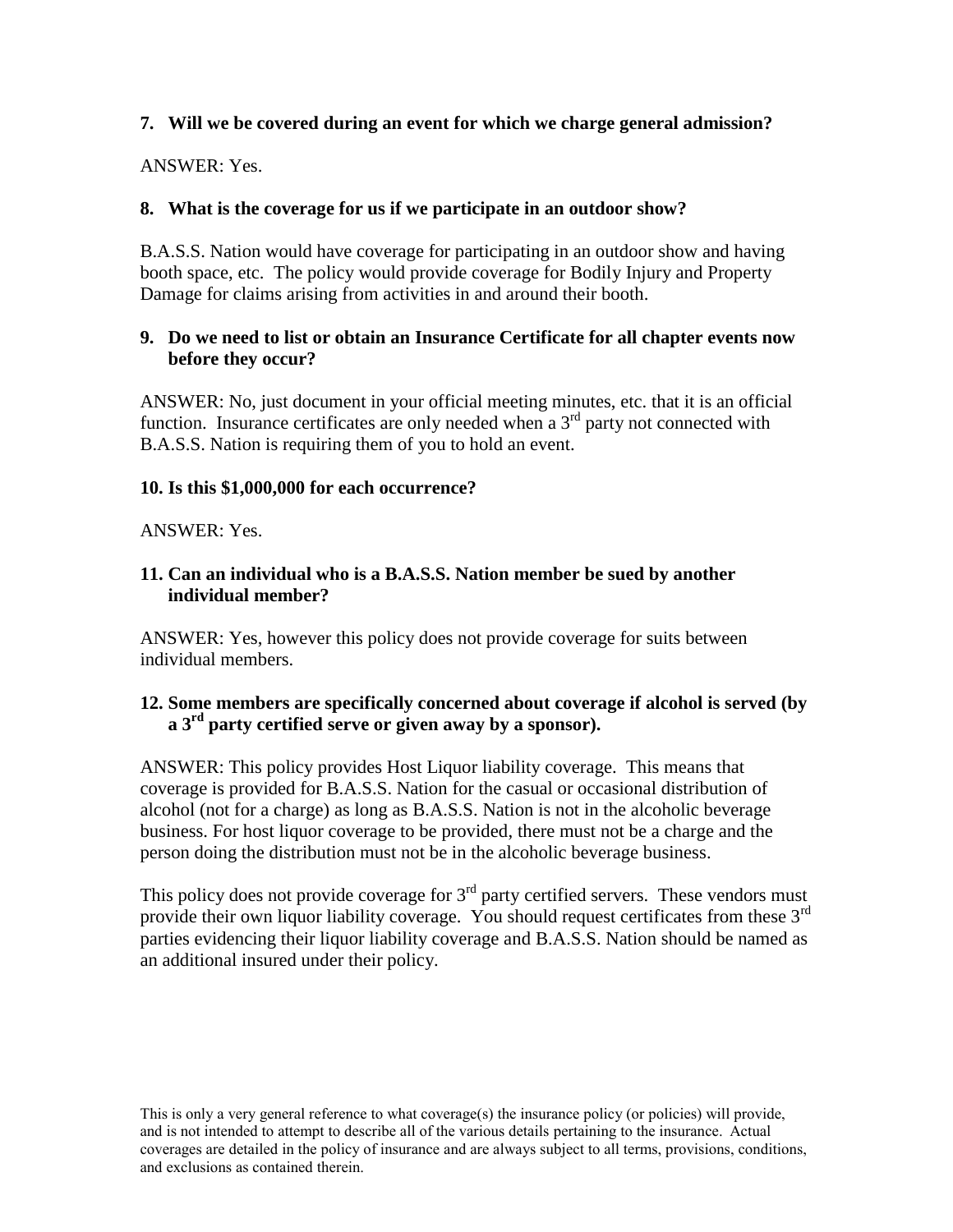**7. Will we be covered during an event for which we charge general admission?**

ANSWER: Yes.

**8. What is the coverage for us if we participate in an outdoor show?**

B.A.S.S. Nation would have coverage for participating in an outdoor show and having booth space, etc. The policy would provide coverage for Bodily Injury and Property Damage for claims arising from activities in and around their booth.

**9. Do we need to list or obtain an Insurance Certificate for all chapter events now before they occur?**

ANSWER: No, just document in your official meeting minutes, etc. that it is an official function. Insurance certificates are only needed when a 3rd party not connected with B.A.S.S. Nation is requiring them of you to hold an event.

**10. Is this $1,000,000 for each occurrence?**

ANSWER: Yes.

**11. Can an individual who is a B.A.S.S. Nation member be sued by another individual member?**

ANSWER: Yes, however this policy does not provide coverage for suits between individual members.

**12. Some members are specifically concerned about coverage if alcohol is served (by a 3rd party certified serve or given away by a sponsor).**

ANSWER: This policy provides Host Liquor liability coverage. This means that coverage is provided for B.A.S.S. Nation for the casual or occasional distribution of alcohol (not for a charge) as long as B.A.S.S. Nation is not in the alcoholic beverage business. For host liquor coverage to be provided, there must not be a charge and the person doing the distribution must not be in the alcoholic beverage business.

This policy does not provide coverage for 3rd party certified servers. These vendors must provide their own liquor liability coverage. You should request certificates from these 3rd parties evidencing their liquor liability coverage and B.A.S.S. Nation should be named as an additional insured under their policy.

This is only a very general reference to what coverage(s) the insurance policy (or policies) will provide, and is not intended to attempt to describe all of the various details pertaining to the insurance. Actual coverages are detailed in the policy of insurance and are always subject to all terms, provisions, conditions, and exclusions as contained therein.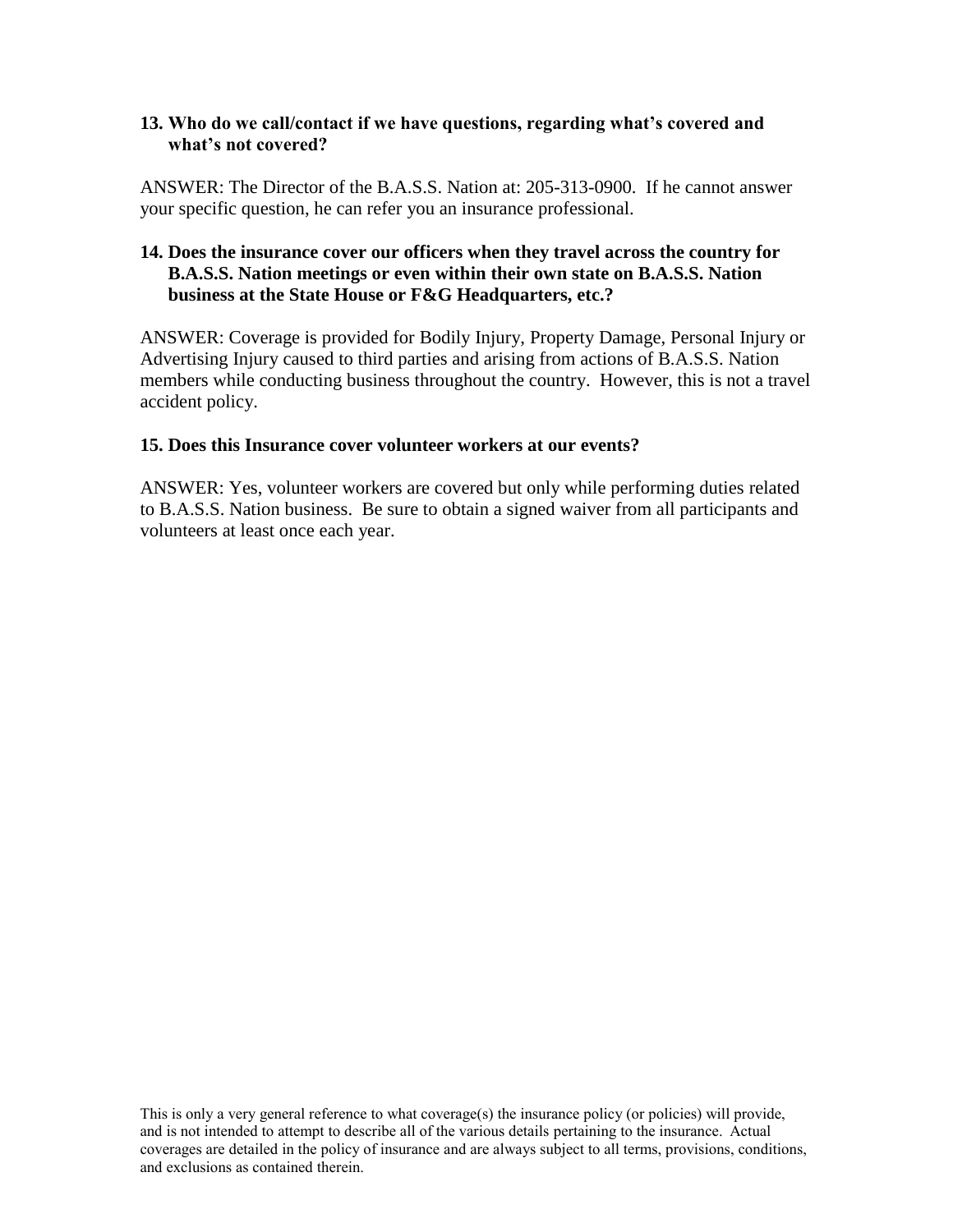**13. Who do we call/contact if we have questions, regarding what's covered and what's not covered?**

ANSWER: The Director of the B.A.S.S. Nation at: 205-313-0900. If he cannot answer your specific question, he can refer you an insurance professional.

**14. Does the insurance cover our officers when they travel across the country for B.A.S.S. Nation meetings or even within their own state on B.A.S.S. Nation business at the State House or F&G Headquarters, etc.?**

ANSWER: Coverage is provided for Bodily Injury, Property Damage, Personal Injury or Advertising Injury caused to third parties and arising from actions of B.A.S.S. Nation members while conducting business throughout the country. However, this is not a travel accident policy.

**15. Does this Insurance cover volunteer workers at our events?**

ANSWER: Yes, volunteer workers are covered but only while performing duties related to B.A.S.S. Nation business. Be sure to obtain a signed waiver from all participants and volunteers at least once each year.

This is only a very general reference to what coverage(s) the insurance policy (or policies) will provide, and is not intended to attempt to describe all of the various details pertaining to the insurance. Actual coverages are detailed in the policy of insurance and are always subject to all terms, provisions, conditions, and exclusions as contained therein.